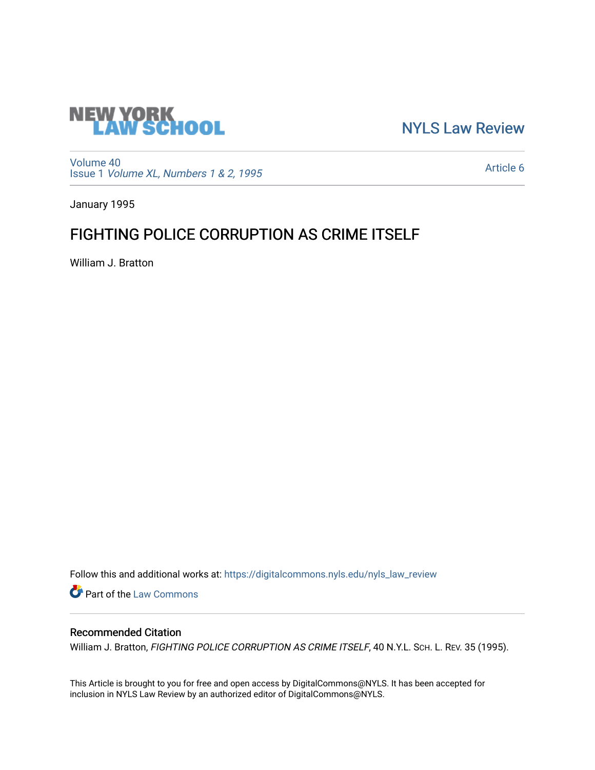NEW YORK LAW SCHOOL

NYLS Law Review

Volume 40
Issue 1 *Volume XL, Numbers 1 & 2, 1995*

Article 6

January 1995

# FIGHTING POLICE CORRUPTION AS CRIME ITSELF

William J. Bratton

Follow this and additional works at: https://digitalcommons.nyls.edu/nyls_law_review

Part of the Law Commons

## Recommended Citation

William J. Bratton, *FIGHTING POLICE CORRUPTION AS CRIME ITSELF*, 40 N.Y.L. Sch. L. Rev. 35 (1995).

This Article is brought to you for free and open access by DigitalCommons@NYLS. It has been accepted for inclusion in NYLS Law Review by an authorized editor of DigitalCommons@NYLS.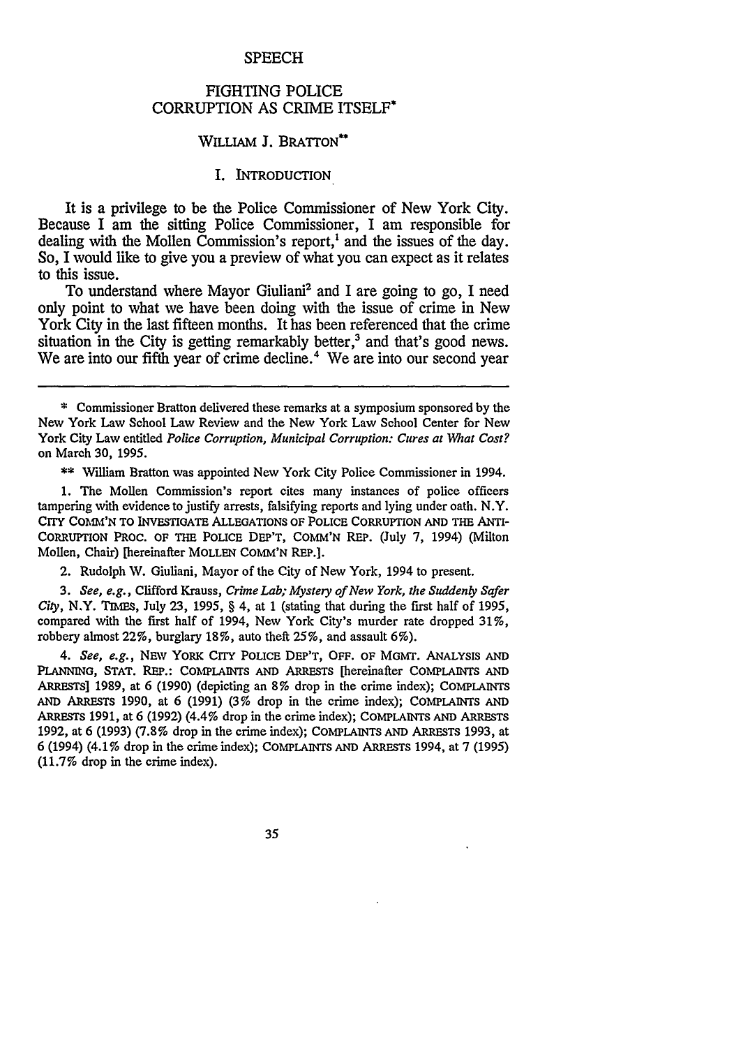SPEECH

# FIGHTING POLICE CORRUPTION AS CRIME ITSELF*

WILLIAM J. BRATTON**

## I. INTRODUCTION

It is a privilege to be the Police Commissioner of New York City. Because I am the sitting Police Commissioner, I am responsible for dealing with the Mollen Commission's report,[1] and the issues of the day. So, I would like to give you a preview of what you can expect as it relates to this issue.

To understand where Mayor Giuliani[2] and I are going to go, I need only point to what we have been doing with the issue of crime in New York City in the last fifteen months. It has been referenced that the crime situation in the City is getting remarkably better,[3] and that's good news. We are into our fifth year of crime decline.[4] We are into our second year

---

\* Commissioner Bratton delivered these remarks at a symposium sponsored by the New York Law School Law Review and the New York Law School Center for New York City Law entitled *Police Corruption, Municipal Corruption: Cures at What Cost?* on March 30, 1995.

\*\* William Bratton was appointed New York City Police Commissioner in 1994.

1. The Mollen Commission's report cites many instances of police officers tampering with evidence to justify arrests, falsifying reports and lying under oath. N.Y. CITY COMM'N TO INVESTIGATE ALLEGATIONS OF POLICE CORRUPTION AND THE ANTI-CORRUPTION PROC. OF THE POLICE DEP'T, COMM'N REP. (July 7, 1994) (Milton Mollen, Chair) [hereinafter MOLLEN COMM'N REP.].

2. Rudolph W. Giuliani, Mayor of the City of New York, 1994 to present.

3. *See, e.g.*, Clifford Krauss, *Crime Lab; Mystery of New York, the Suddenly Safer City*, N.Y. TIMES, July 23, 1995, § 4, at 1 (stating that during the first half of 1995, compared with the first half of 1994, New York City's murder rate dropped 31%, robbery almost 22%, burglary 18%, auto theft 25%, and assault 6%).

4. *See, e.g.*, NEW YORK CITY POLICE DEP'T, OFF. OF MGMT. ANALYSIS AND PLANNING, STAT. REP.: COMPLAINTS AND ARRESTS [hereinafter COMPLAINTS AND ARRESTS] 1989, at 6 (1990) (depicting an 8% drop in the crime index); COMPLAINTS AND ARRESTS 1990, at 6 (1991) (3% drop in the crime index); COMPLAINTS AND ARRESTS 1991, at 6 (1992) (4.4% drop in the crime index); COMPLAINTS AND ARRESTS 1992, at 6 (1993) (7.8% drop in the crime index); COMPLAINTS AND ARRESTS 1993, at 6 (1994) (4.1% drop in the crime index); COMPLAINTS AND ARRESTS 1994, at 7 (1995) (11.7% drop in the crime index).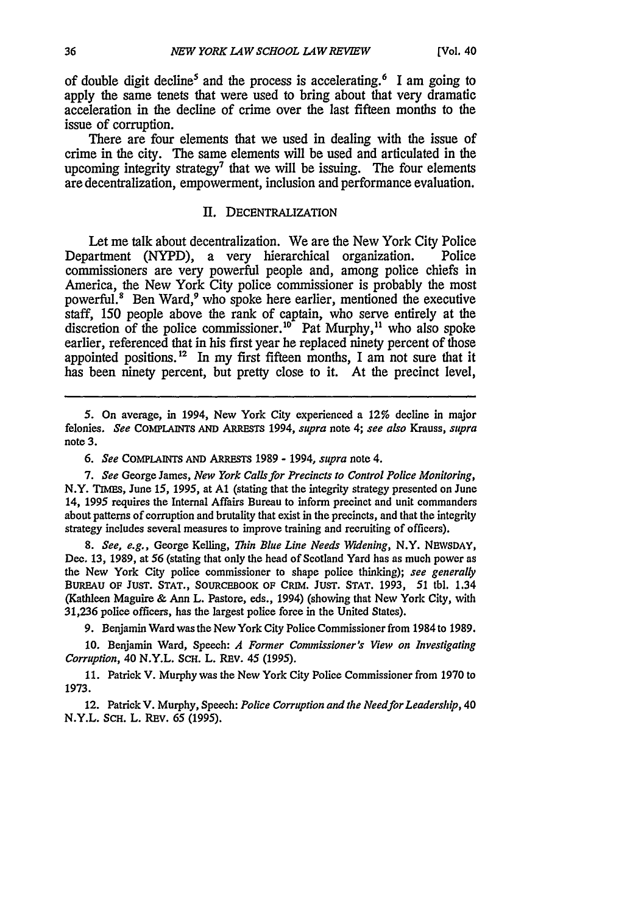of double digit decline[5] and the process is accelerating.[6] I am going to apply the same tenets that were used to bring about that very dramatic acceleration in the decline of crime over the last fifteen months to the issue of corruption.

There are four elements that we used in dealing with the issue of crime in the city. The same elements will be used and articulated in the upcoming integrity strategy[7] that we will be issuing. The four elements are decentralization, empowerment, inclusion and performance evaluation.

## II. DECENTRALIZATION

Let me talk about decentralization. We are the New York City Police Department (NYPD), a very hierarchical organization. Police commissioners are very powerful people and, among police chiefs in America, the New York City police commissioner is probably the most powerful.[8] Ben Ward,[9] who spoke here earlier, mentioned the executive staff, 150 people above the rank of captain, who serve entirely at the discretion of the police commissioner.[10] Pat Murphy,[11] who also spoke earlier, referenced that in his first year he replaced ninety percent of those appointed positions.[12] In my first fifteen months, I am not sure that it has been ninety percent, but pretty close to it. At the precinct level,

---

5. On average, in 1994, New York City experienced a 12% decline in major felonies. *See* COMPLAINTS AND ARRESTS 1994, *supra* note 4; *see also* Krauss, *supra* note 3.

6. *See* COMPLAINTS AND ARRESTS 1989 - 1994, *supra* note 4.

7. *See* George James, *New York Calls for Precincts to Control Police Monitoring*, N.Y. TIMES, June 15, 1995, at A1 (stating that the integrity strategy presented on June 14, 1995 requires the Internal Affairs Bureau to inform precinct and unit commanders about patterns of corruption and brutality that exist in the precincts, and that the integrity strategy includes several measures to improve training and recruiting of officers).

8. *See, e.g.*, George Kelling, *Thin Blue Line Needs Widening*, N.Y. NEWSDAY, Dec. 13, 1989, at 56 (stating that only the head of Scotland Yard has as much power as the New York City police commissioner to shape police thinking); *see generally* BUREAU OF JUST. STAT., SOURCEBOOK OF CRIM. JUST. STAT. 1993, 51 tbl. 1.34 (Kathleen Maguire & Ann L. Pastore, eds., 1994) (showing that New York City, with 31,236 police officers, has the largest police force in the United States).

9. Benjamin Ward was the New York City Police Commissioner from 1984 to 1989.

10. Benjamin Ward, Speech: *A Former Commissioner's View on Investigating Corruption*, 40 N.Y.L. SCH. L. REV. 45 (1995).

11. Patrick V. Murphy was the New York City Police Commissioner from 1970 to 1973.

12. Patrick V. Murphy, Speech: *Police Corruption and the Need for Leadership*, 40 N.Y.L. SCH. L. REV. 65 (1995).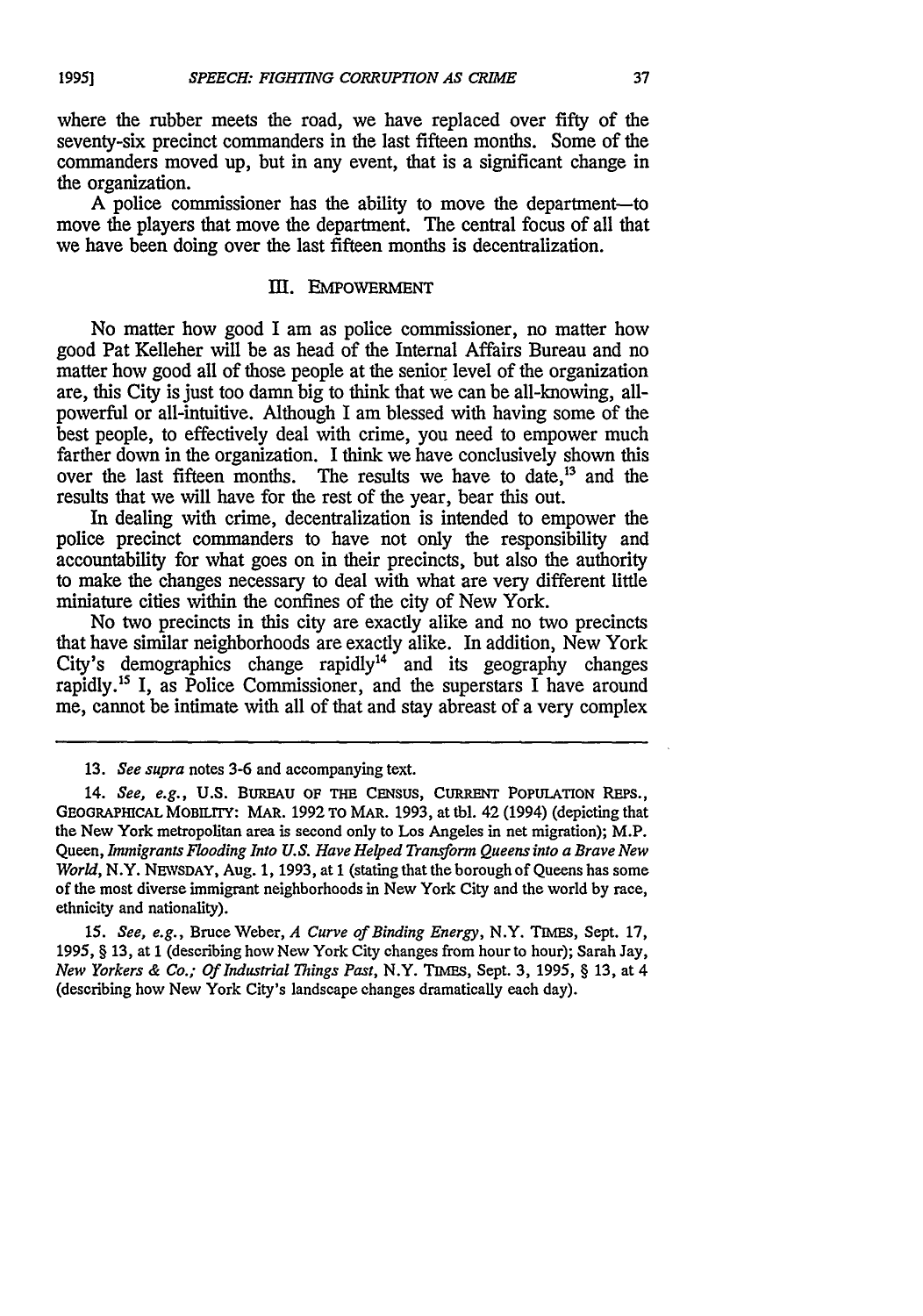where the rubber meets the road, we have replaced over fifty of the seventy-six precinct commanders in the last fifteen months. Some of the commanders moved up, but in any event, that is a significant change in the organization.

A police commissioner has the ability to move the department—to move the players that move the department. The central focus of all that we have been doing over the last fifteen months is decentralization.

## III. EMPOWERMENT

No matter how good I am as police commissioner, no matter how good Pat Kelleher will be as head of the Internal Affairs Bureau and no matter how good all of those people at the senior level of the organization are, this City is just too damn big to think that we can be all-knowing, all-powerful or all-intuitive. Although I am blessed with having some of the best people, to effectively deal with crime, you need to empower much farther down in the organization. I think we have conclusively shown this over the last fifteen months. The results we have to date,[13] and the results that we will have for the rest of the year, bear this out.

In dealing with crime, decentralization is intended to empower the police precinct commanders to have not only the responsibility and accountability for what goes on in their precincts, but also the authority to make the changes necessary to deal with what are very different little miniature cities within the confines of the city of New York.

No two precincts in this city are exactly alike and no two precincts that have similar neighborhoods are exactly alike. In addition, New York City's demographics change rapidly[14] and its geography changes rapidly.[15] I, as Police Commissioner, and the superstars I have around me, cannot be intimate with all of that and stay abreast of a very complex

---

13. *See supra* notes 3-6 and accompanying text.

14. *See, e.g.*, U.S. BUREAU OF THE CENSUS, CURRENT POPULATION REPS., GEOGRAPHICAL MOBILITY: MAR. 1992 TO MAR. 1993, at tbl. 42 (1994) (depicting that the New York metropolitan area is second only to Los Angeles in net migration); M.P. Queen, *Immigrants Flooding Into U.S. Have Helped Transform Queens into a Brave New World*, N.Y. NEWSDAY, Aug. 1, 1993, at 1 (stating that the borough of Queens has some of the most diverse immigrant neighborhoods in New York City and the world by race, ethnicity and nationality).

15. *See, e.g.*, Bruce Weber, *A Curve of Binding Energy*, N.Y. TIMES, Sept. 17, 1995, § 13, at 1 (describing how New York City changes from hour to hour); Sarah Jay, *New Yorkers & Co.; Of Industrial Things Past*, N.Y. TIMES, Sept. 3, 1995, § 13, at 4 (describing how New York City's landscape changes dramatically each day).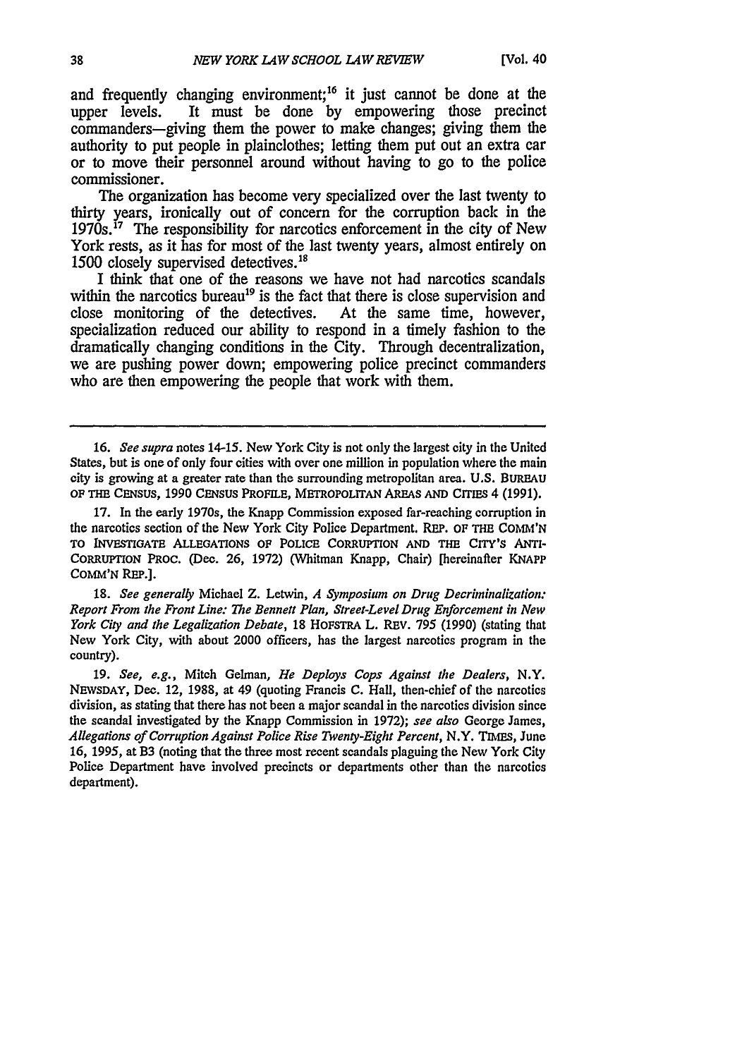and frequently changing environment;[16] it just cannot be done at the upper levels. It must be done by empowering those precinct commanders—giving them the power to make changes; giving them the authority to put people in plainclothes; letting them put out an extra car or to move their personnel around without having to go to the police commissioner.

The organization has become very specialized over the last twenty to thirty years, ironically out of concern for the corruption back in the 1970s.[17] The responsibility for narcotics enforcement in the city of New York rests, as it has for most of the last twenty years, almost entirely on 1500 closely supervised detectives.[18]

I think that one of the reasons we have not had narcotics scandals within the narcotics bureau[19] is the fact that there is close supervision and close monitoring of the detectives. At the same time, however, specialization reduced our ability to respond in a timely fashion to the dramatically changing conditions in the City. Through decentralization, we are pushing power down; empowering police precinct commanders who are then empowering the people that work with them.

---

16. *See supra* notes 14-15. New York City is not only the largest city in the United States, but is one of only four cities with over one million in population where the main city is growing at a greater rate than the surrounding metropolitan area. U.S. BUREAU OF THE CENSUS, 1990 CENSUS PROFILE, METROPOLITAN AREAS AND CITIES 4 (1991).

17. In the early 1970s, the Knapp Commission exposed far-reaching corruption in the narcotics section of the New York City Police Department. REP. OF THE COMM'N TO INVESTIGATE ALLEGATIONS OF POLICE CORRUPTION AND THE CITY'S ANTI-CORRUPTION PROC. (Dec. 26, 1972) (Whitman Knapp, Chair) [hereinafter KNAPP COMM'N REP.].

18. *See generally* Michael Z. Letwin, *A Symposium on Drug Decriminalization: Report From the Front Line: The Bennett Plan, Street-Level Drug Enforcement in New York City and the Legalization Debate*, 18 HOFSTRA L. REV. 795 (1990) (stating that New York City, with about 2000 officers, has the largest narcotics program in the country).

19. *See, e.g.*, Mitch Gelman, *He Deploys Cops Against the Dealers*, N.Y. NEWSDAY, Dec. 12, 1988, at 49 (quoting Francis C. Hall, then-chief of the narcotics division, as stating that there has not been a major scandal in the narcotics division since the scandal investigated by the Knapp Commission in 1972); *see also* George James, *Allegations of Corruption Against Police Rise Twenty-Eight Percent*, N.Y. TIMES, June 16, 1995, at B3 (noting that the three most recent scandals plaguing the New York City Police Department have involved precincts or departments other than the narcotics department).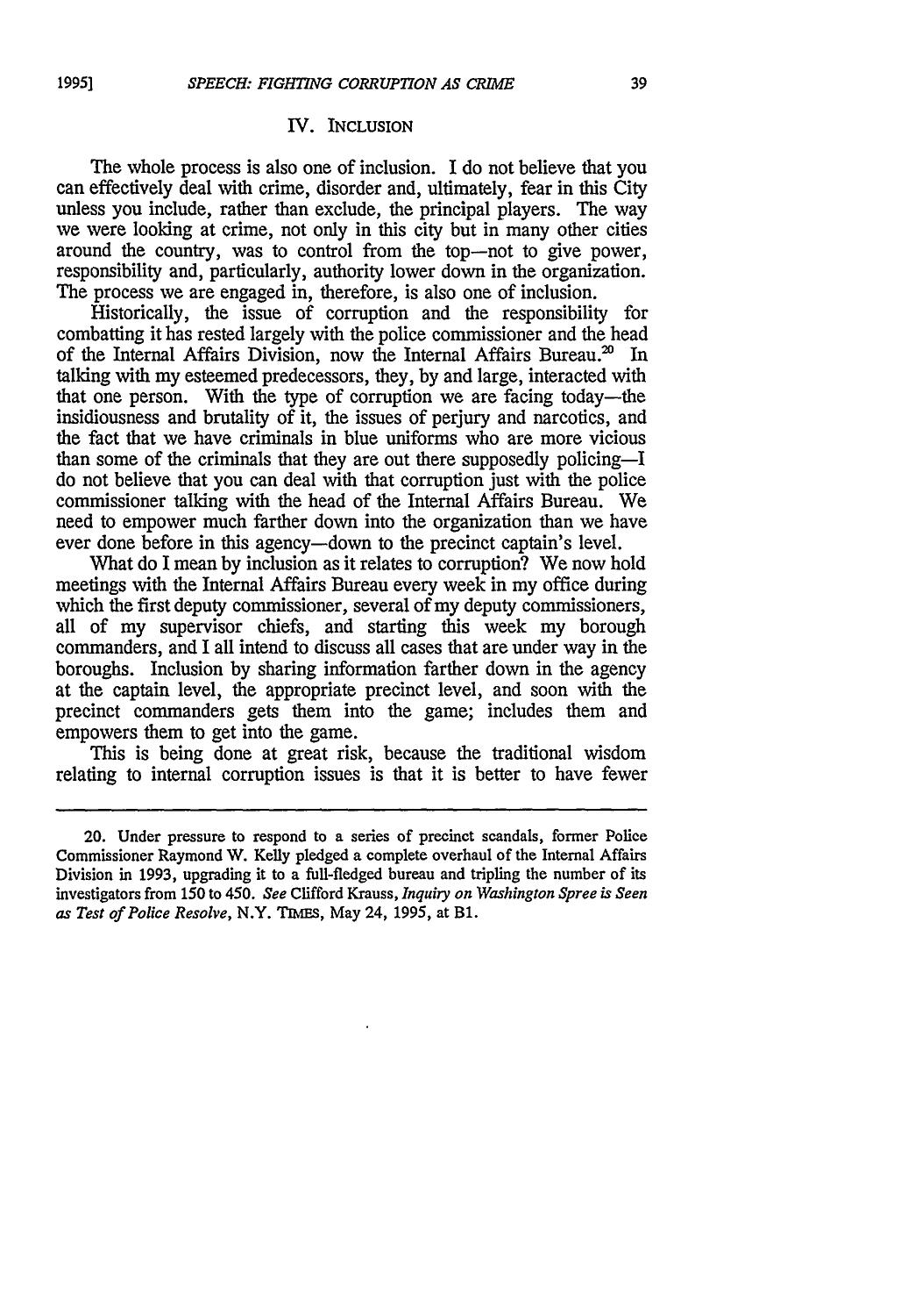## IV. INCLUSION

The whole process is also one of inclusion. I do not believe that you can effectively deal with crime, disorder and, ultimately, fear in this City unless you include, rather than exclude, the principal players. The way we were looking at crime, not only in this city but in many other cities around the country, was to control from the top—not to give power, responsibility and, particularly, authority lower down in the organization. The process we are engaged in, therefore, is also one of inclusion.

Historically, the issue of corruption and the responsibility for combatting it has rested largely with the police commissioner and the head of the Internal Affairs Division, now the Internal Affairs Bureau.[20] In talking with my esteemed predecessors, they, by and large, interacted with that one person. With the type of corruption we are facing today—the insidiousness and brutality of it, the issues of perjury and narcotics, and the fact that we have criminals in blue uniforms who are more vicious than some of the criminals that they are out there supposedly policing—I do not believe that you can deal with that corruption just with the police commissioner talking with the head of the Internal Affairs Bureau. We need to empower much farther down into the organization than we have ever done before in this agency—down to the precinct captain's level.

What do I mean by inclusion as it relates to corruption? We now hold meetings with the Internal Affairs Bureau every week in my office during which the first deputy commissioner, several of my deputy commissioners, all of my supervisor chiefs, and starting this week my borough commanders, and I all intend to discuss all cases that are under way in the boroughs. Inclusion by sharing information farther down in the agency at the captain level, the appropriate precinct level, and soon with the precinct commanders gets them into the game; includes them and empowers them to get into the game.

This is being done at great risk, because the traditional wisdom relating to internal corruption issues is that it is better to have fewer

---

20. Under pressure to respond to a series of precinct scandals, former Police Commissioner Raymond W. Kelly pledged a complete overhaul of the Internal Affairs Division in 1993, upgrading it to a full-fledged bureau and tripling the number of its investigators from 150 to 450. *See* Clifford Krauss, *Inquiry on Washington Spree is Seen as Test of Police Resolve*, N.Y. TIMES, May 24, 1995, at B1.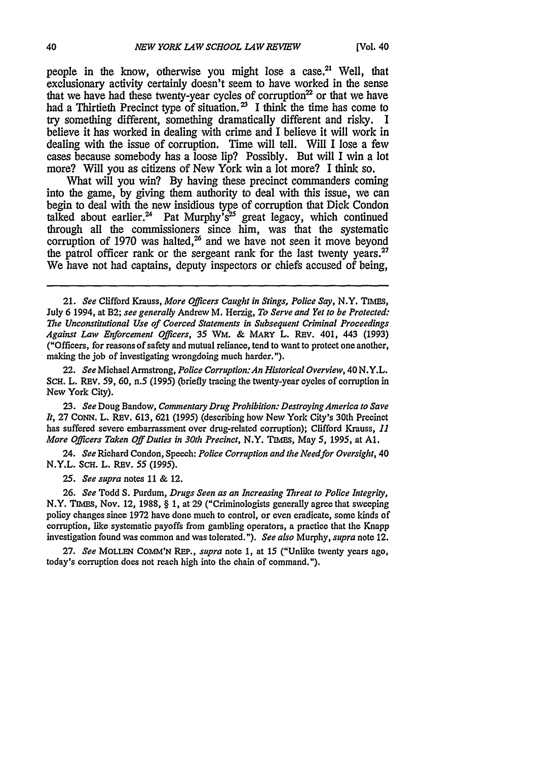people in the know, otherwise you might lose a case.[21] Well, that exclusionary activity certainly doesn't seem to have worked in the sense that we have had these twenty-year cycles of corruption[22] or that we have had a Thirtieth Precinct type of situation.[23] I think the time has come to try something different, something dramatically different and risky. I believe it has worked in dealing with crime and I believe it will work in dealing with the issue of corruption. Time will tell. Will I lose a few cases because somebody has a loose lip? Possibly. But will I win a lot more? Will you as citizens of New York win a lot more? I think so.

What will you win? By having these precinct commanders coming into the game, by giving them authority to deal with this issue, we can begin to deal with the new insidious type of corruption that Dick Condon talked about earlier.[24] Pat Murphy's[25] great legacy, which continued through all the commissioners since him, was that the systematic corruption of 1970 was halted,[26] and we have not seen it move beyond the patrol officer rank or the sergeant rank for the last twenty years.[27] We have not had captains, deputy inspectors or chiefs accused of being,

---

21. *See* Clifford Krauss, *More Officers Caught in Stings, Police Say*, N.Y. TIMES, July 6 1994, at B2; *see generally* Andrew M. Herzig, *To Serve and Yet to be Protected: The Unconstitutional Use of Coerced Statements in Subsequent Criminal Proceedings Against Law Enforcement Officers*, 35 WM. & MARY L. REV. 401, 443 (1993) ("Officers, for reasons of safety and mutual reliance, tend to want to protect one another, making the job of investigating wrongdoing much harder.").

22. *See* Michael Armstrong, *Police Corruption: An Historical Overview*, 40 N.Y.L. SCH. L. REV. 59, 60, n.5 (1995) (briefly tracing the twenty-year cycles of corruption in New York City).

23. *See* Doug Bandow, *Commentary Drug Prohibition: Destroying America to Save It*, 27 CONN. L. REV. 613, 621 (1995) (describing how New York City's 30th Precinct has suffered severe embarrassment over drug-related corruption); Clifford Krauss, *11 More Officers Taken Off Duties in 30th Precinct*, N.Y. TIMES, May 5, 1995, at A1.

24. *See* Richard Condon, Speech: *Police Corruption and the Need for Oversight*, 40 N.Y.L. SCH. L. REV. 55 (1995).

25. *See supra* notes 11 & 12.

26. *See* Todd S. Purdum, *Drugs Seen as an Increasing Threat to Police Integrity*, N.Y. TIMES, Nov. 12, 1988, § 1, at 29 ("Criminologists generally agree that sweeping policy changes since 1972 have done much to control, or even eradicate, some kinds of corruption, like systematic payoffs from gambling operators, a practice that the Knapp investigation found was common and was tolerated."). *See also* Murphy, *supra* note 12.

27. *See* MOLLEN COMM'N REP., *supra* note 1, at 15 ("Unlike twenty years ago, today's corruption does not reach high into the chain of command.").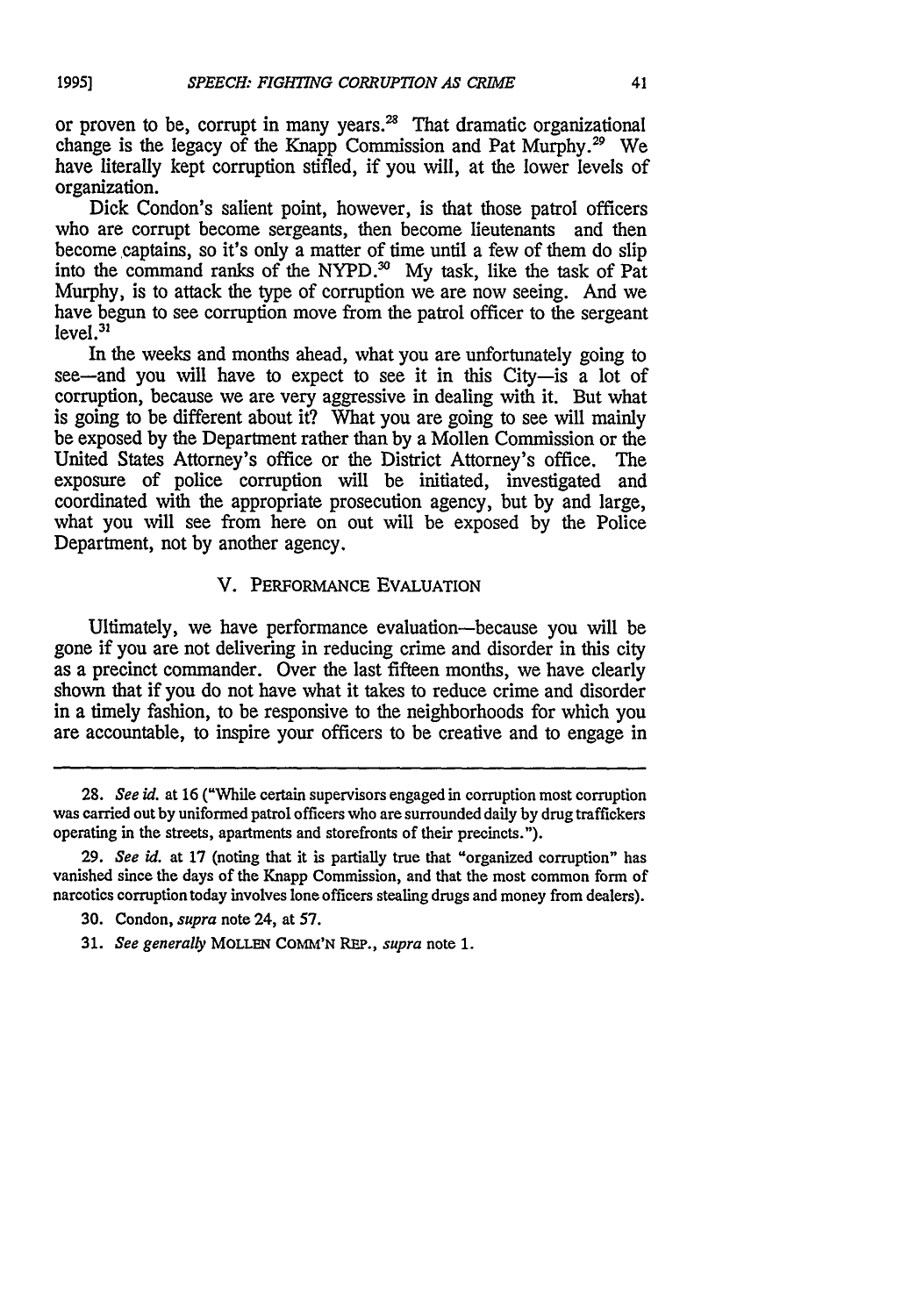or proven to be, corrupt in many years.[28] That dramatic organizational change is the legacy of the Knapp Commission and Pat Murphy.[29] We have literally kept corruption stifled, if you will, at the lower levels of organization.

Dick Condon's salient point, however, is that those patrol officers who are corrupt become sergeants, then become lieutenants and then become captains, so it's only a matter of time until a few of them do slip into the command ranks of the NYPD.[30] My task, like the task of Pat Murphy, is to attack the type of corruption we are now seeing. And we have begun to see corruption move from the patrol officer to the sergeant level.[31]

In the weeks and months ahead, what you are unfortunately going to see—and you will have to expect to see it in this City—is a lot of corruption, because we are very aggressive in dealing with it. But what is going to be different about it? What you are going to see will mainly be exposed by the Department rather than by a Mollen Commission or the United States Attorney's office or the District Attorney's office. The exposure of police corruption will be initiated, investigated and coordinated with the appropriate prosecution agency, but by and large, what you will see from here on out will be exposed by the Police Department, not by another agency.

## V. PERFORMANCE EVALUATION

Ultimately, we have performance evaluation—because you will be gone if you are not delivering in reducing crime and disorder in this city as a precinct commander. Over the last fifteen months, we have clearly shown that if you do not have what it takes to reduce crime and disorder in a timely fashion, to be responsive to the neighborhoods for which you are accountable, to inspire your officers to be creative and to engage in

---

28. *See id.* at 16 ("While certain supervisors engaged in corruption most corruption was carried out by uniformed patrol officers who are surrounded daily by drug traffickers operating in the streets, apartments and storefronts of their precincts.").

29. *See id.* at 17 (noting that it is partially true that "organized corruption" has vanished since the days of the Knapp Commission, and that the most common form of narcotics corruption today involves lone officers stealing drugs and money from dealers).

30. Condon, *supra* note 24, at 57.

31. *See generally* MOLLEN COMM'N REP., *supra* note 1.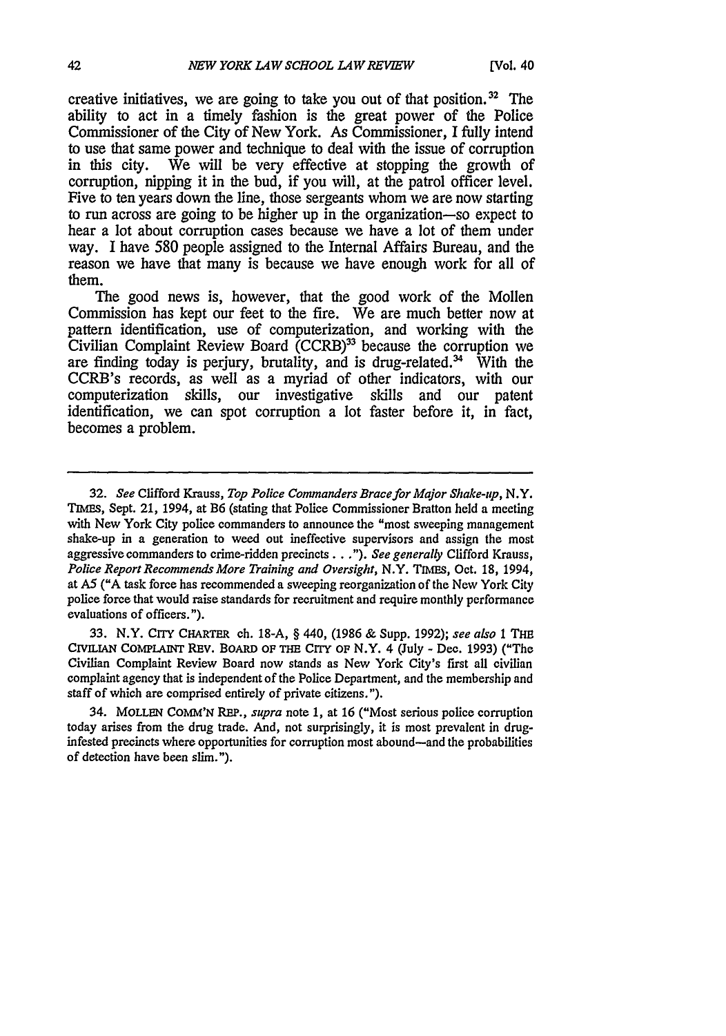creative initiatives, we are going to take you out of that position.[32] The ability to act in a timely fashion is the great power of the Police Commissioner of the City of New York. As Commissioner, I fully intend to use that same power and technique to deal with the issue of corruption in this city. We will be very effective at stopping the growth of corruption, nipping it in the bud, if you will, at the patrol officer level. Five to ten years down the line, those sergeants whom we are now starting to run across are going to be higher up in the organization—so expect to hear a lot about corruption cases because we have a lot of them under way. I have 580 people assigned to the Internal Affairs Bureau, and the reason we have that many is because we have enough work for all of them.

The good news is, however, that the good work of the Mollen Commission has kept our feet to the fire. We are much better now at pattern identification, use of computerization, and working with the Civilian Complaint Review Board (CCRB)[33] because the corruption we are finding today is perjury, brutality, and is drug-related.[34] With the CCRB's records, as well as a myriad of other indicators, with our computerization skills, our investigative skills and our patent identification, we can spot corruption a lot faster before it, in fact, becomes a problem.

---

32. *See* Clifford Krauss, *Top Police Commanders Brace for Major Shake-up*, N.Y. TIMES, Sept. 21, 1994, at B6 (stating that Police Commissioner Bratton held a meeting with New York City police commanders to announce the "most sweeping management shake-up in a generation to weed out ineffective supervisors and assign the most aggressive commanders to crime-ridden precincts . . ."). *See generally* Clifford Krauss, *Police Report Recommends More Training and Oversight*, N.Y. TIMES, Oct. 18, 1994, at A5 ("A task force has recommended a sweeping reorganization of the New York City police force that would raise standards for recruitment and require monthly performance evaluations of officers.").

33. N.Y. CITY CHARTER ch. 18-A, § 440, (1986 & Supp. 1992); *see also* 1 THE CIVILIAN COMPLAINT REV. BOARD OF THE CITY OF N.Y. 4 (July - Dec. 1993) ("The Civilian Complaint Review Board now stands as New York City's first all civilian complaint agency that is independent of the Police Department, and the membership and staff of which are comprised entirely of private citizens.").

34. MOLLEN COMM'N REP., *supra* note 1, at 16 ("Most serious police corruption today arises from the drug trade. And, not surprisingly, it is most prevalent in drug-infested precincts where opportunities for corruption most abound—and the probabilities of detection have been slim.").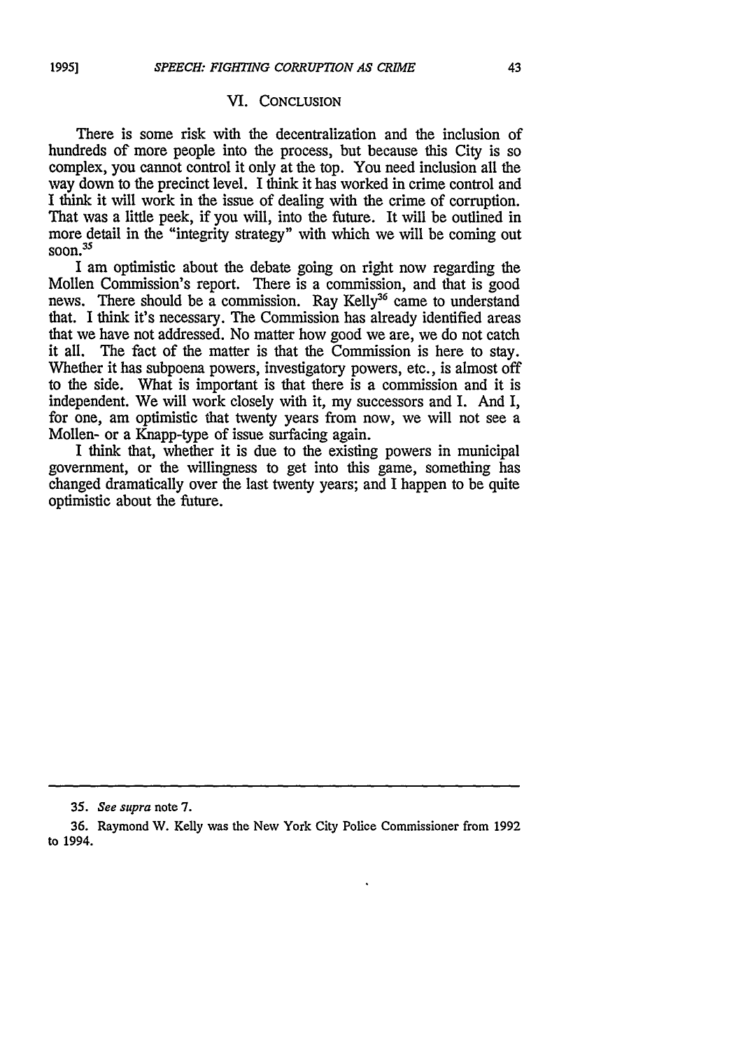## VI. CONCLUSION

There is some risk with the decentralization and the inclusion of hundreds of more people into the process, but because this City is so complex, you cannot control it only at the top. You need inclusion all the way down to the precinct level. I think it has worked in crime control and I think it will work in the issue of dealing with the crime of corruption. That was a little peek, if you will, into the future. It will be outlined in more detail in the "integrity strategy" with which we will be coming out soon.[35]

I am optimistic about the debate going on right now regarding the Mollen Commission's report. There is a commission, and that is good news. There should be a commission. Ray Kelly[36] came to understand that. I think it's necessary. The Commission has already identified areas that we have not addressed. No matter how good we are, we do not catch it all. The fact of the matter is that the Commission is here to stay. Whether it has subpoena powers, investigatory powers, etc., is almost off to the side. What is important is that there is a commission and it is independent. We will work closely with it, my successors and I. And I, for one, am optimistic that twenty years from now, we will not see a Mollen- or a Knapp-type of issue surfacing again.

I think that, whether it is due to the existing powers in municipal government, or the willingness to get into this game, something has changed dramatically over the last twenty years; and I happen to be quite optimistic about the future.

---

35. *See supra* note 7.

36. Raymond W. Kelly was the New York City Police Commissioner from 1992 to 1994.